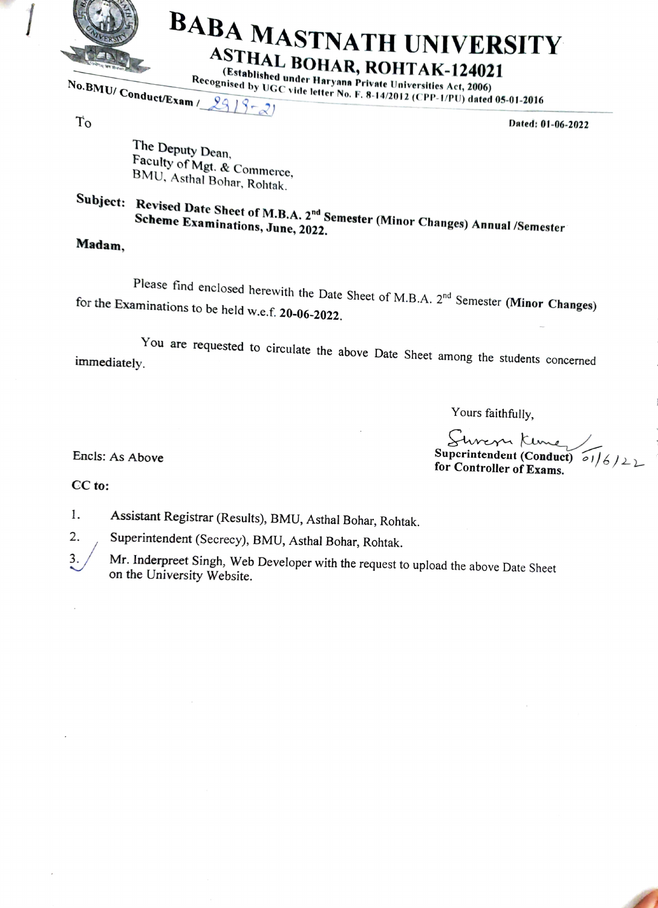# BABA MASTNATH UNIVERSITY

## ASTHAL BOHAR, ROHTAK-124021

**(Established under Haryana Private Universities Act, 2006)**
**Recognised by UGC vide letter No. F. 8-14/2012 (CPP-1/PU) dated 05-01-2016**

**No.BMU/ Conduct/Exam /** 2919-21

**Dated: 01-06-2022**

To

The Deputy Dean,
Faculty of Mgt. & Commerce,
BMU, Asthal Bohar, Rohtak.

**Subject: Revised Date Sheet of M.B.A. 2nd Semester (Minor Changes) Annual /Semester Scheme Examinations, June, 2022.**

**Madam,**

Please find enclosed herewith the Date Sheet of M.B.A. 2nd Semester **(Minor Changes)** for the Examinations to be held w.e.f. **20-06-2022**.

You are requested to circulate the above Date Sheet among the students concerned immediately.

Yours faithfully,

Suresh Kumar 01/6/22
**Superintendent (Conduct)**
**for Controller of Exams.**

Encls: As Above

**CC to:**

1. Assistant Registrar (Results), BMU, Asthal Bohar, Rohtak.
2. Superintendent (Secrecy), BMU, Asthal Bohar, Rohtak.
3. Mr. Inderpreet Singh, Web Developer with the request to upload the above Date Sheet on the University Website.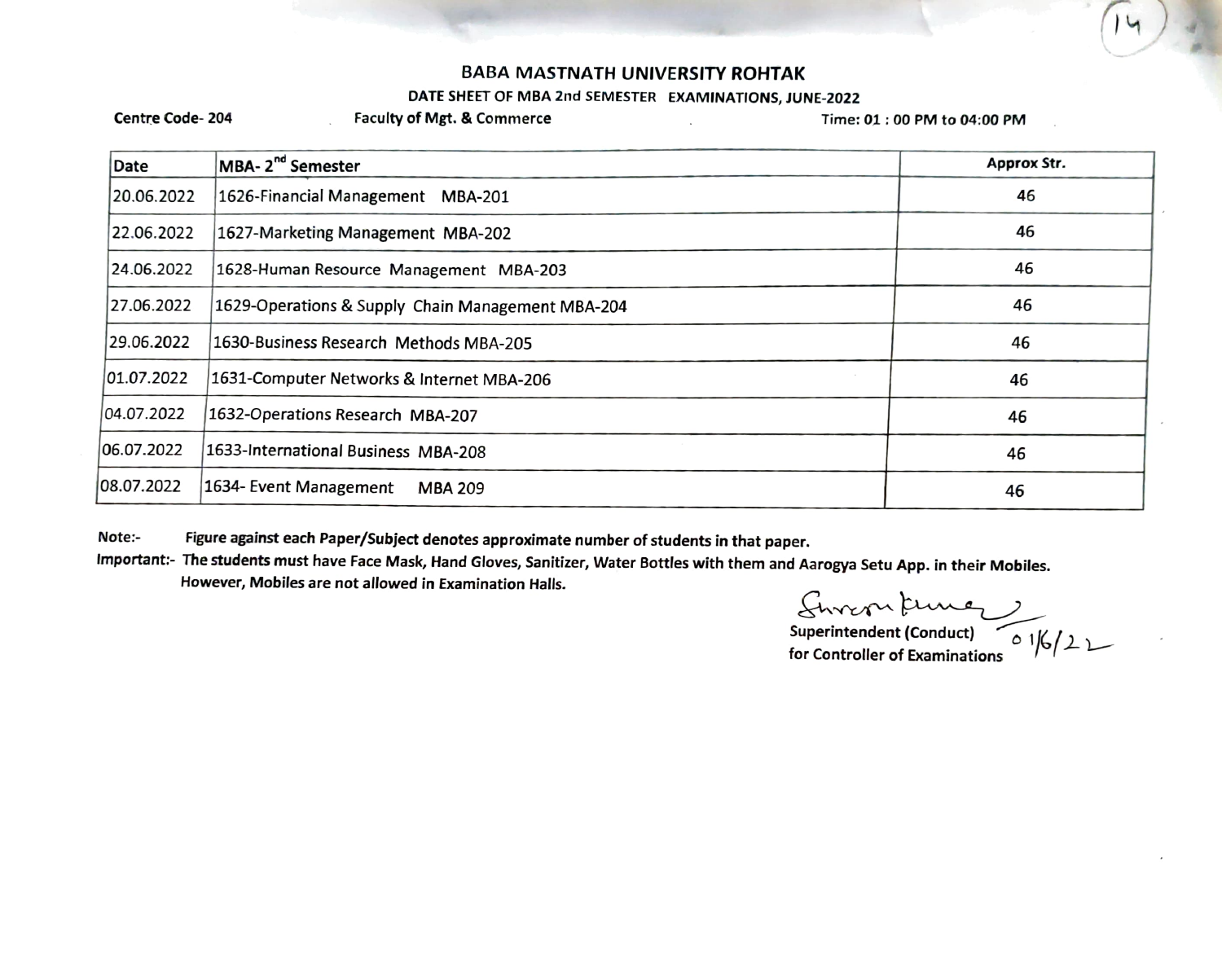# BABA MASTNATH UNIVERSITY ROHTAK

**DATE SHEET OF MBA 2nd SEMESTER EXAMINATIONS, JUNE-2022**

**Centre Code- 204** | **Faculty of Mgt. & Commerce** | **Time: 01 : 00 PM to 04:00 PM**

| Date | MBA- 2nd Semester | Approx Str. |
|---|---|---|
| 20.06.2022 | 1626-Financial Management MBA-201 | 46 |
| 22.06.2022 | 1627-Marketing Management MBA-202 | 46 |
| 24.06.2022 | 1628-Human Resource Management MBA-203 | 46 |
| 27.06.2022 | 1629-Operations & Supply Chain Management MBA-204 | 46 |
| 29.06.2022 | 1630-Business Research Methods MBA-205 | 46 |
| 01.07.2022 | 1631-Computer Networks & Internet MBA-206 | 46 |
| 04.07.2022 | 1632-Operations Research MBA-207 | 46 |
| 06.07.2022 | 1633-International Business MBA-208 | 46 |
| 08.07.2022 | 1634- Event Management MBA 209 | 46 |

**Note:-** Figure against each Paper/Subject denotes approximate number of students in that paper.

**Important:-** The students must have Face Mask, Hand Gloves, Sanitizer, Water Bottles with them and Aarogya Setu App. in their Mobiles. However, Mobiles are not allowed in Examination Halls.

Shravan Kumar 01/6/22

**Superintendent (Conduct)**
**for Controller of Examinations**